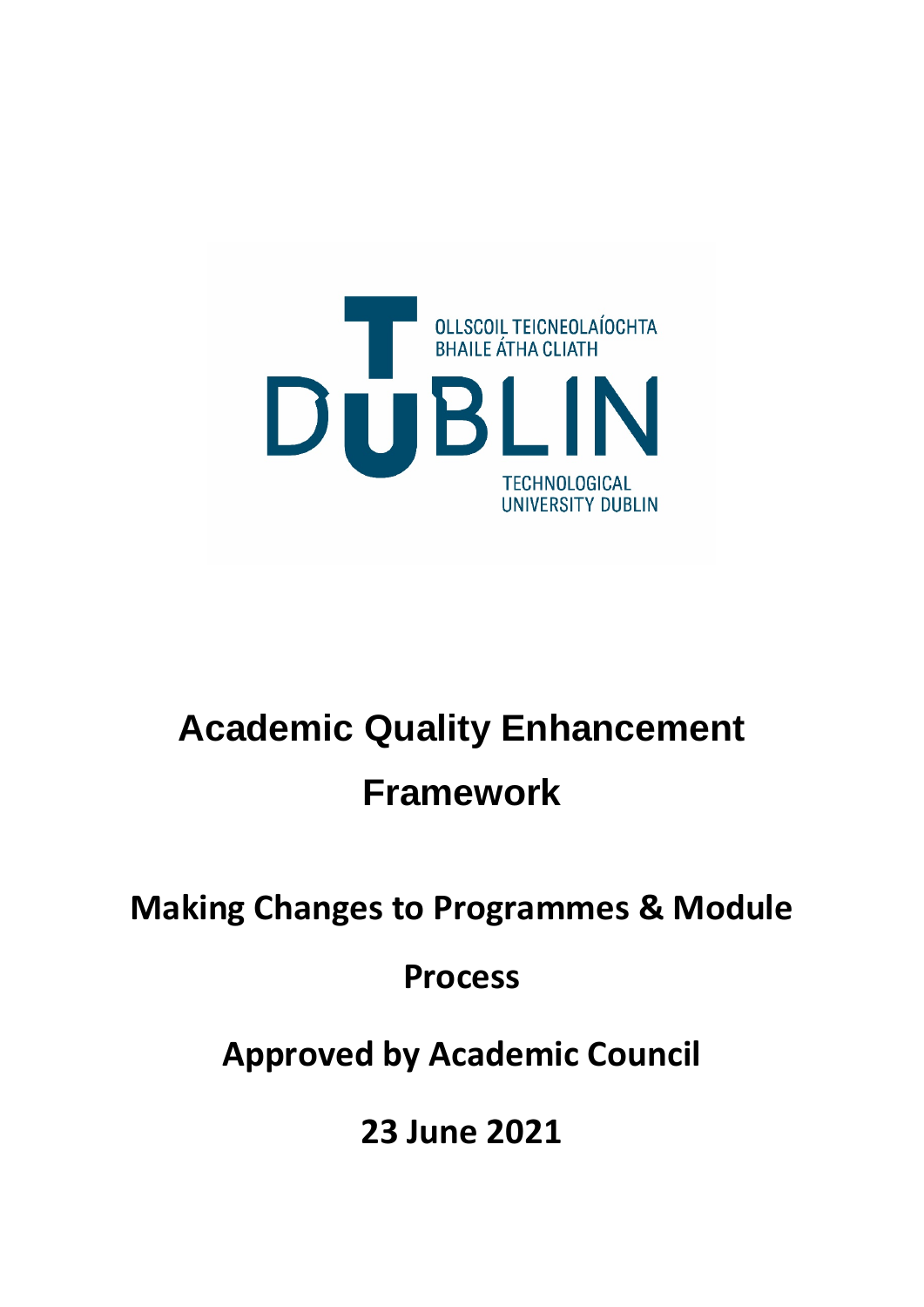OLLSCOIL TEICNEOLAÍOCHTA BHAILE ÁTHA CLIATH

DUBLIN

TECHNOLOGICAL UNIVERSITY DUBLIN

# Academic Quality Enhancement Framework

## Making Changes to Programmes & Module Process

## Approved by Academic Council

## 23 June 2021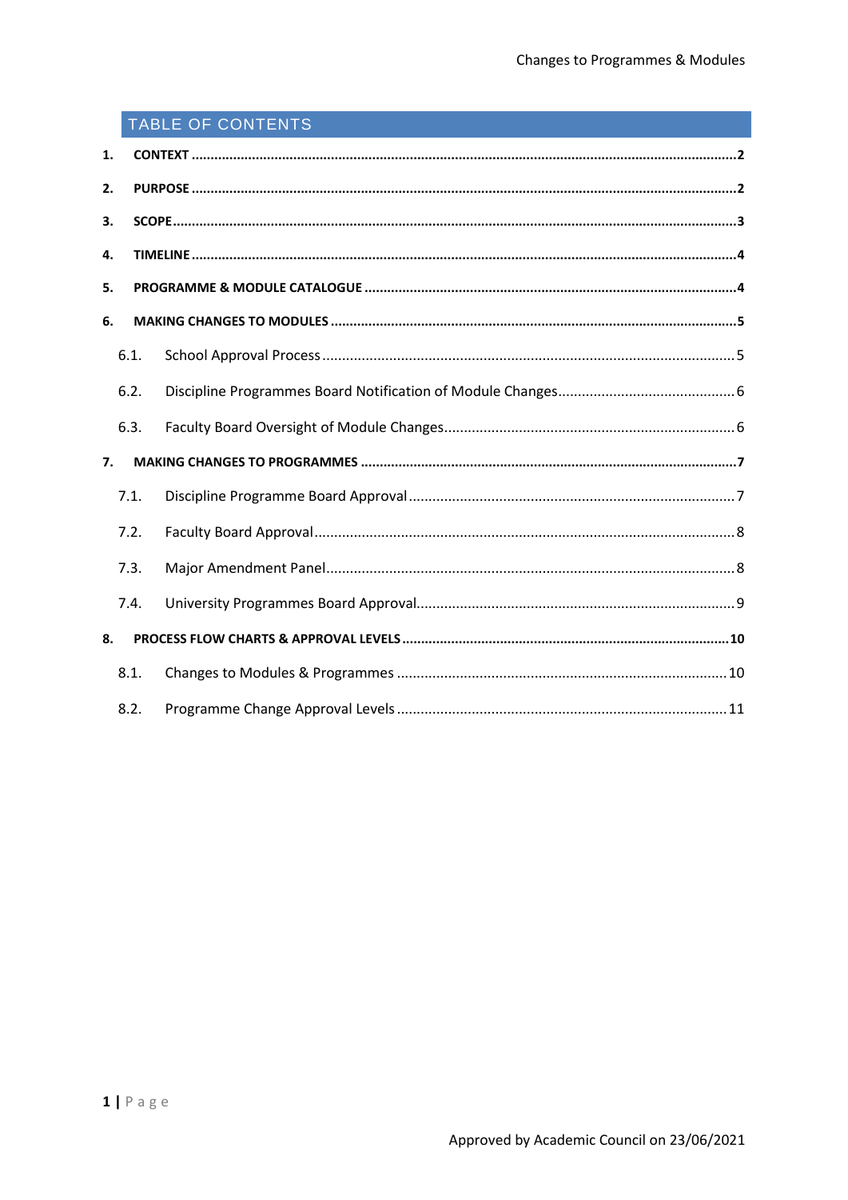## TABLE OF CONTENTS

**1. CONTEXT .......... 2**

**2. PURPOSE .......... 2**

**3. SCOPE .......... 3**

**4. TIMELINE .......... 4**

**5. PROGRAMME & MODULE CATALOGUE .......... 4**

**6. MAKING CHANGES TO MODULES .......... 5**

- 6.1. School Approval Process .......... 5
- 6.2. Discipline Programmes Board Notification of Module Changes .......... 6
- 6.3. Faculty Board Oversight of Module Changes .......... 6

**7. MAKING CHANGES TO PROGRAMMES .......... 7**

- 7.1. Discipline Programme Board Approval .......... 7
- 7.2. Faculty Board Approval .......... 8
- 7.3. Major Amendment Panel .......... 8
- 7.4. University Programmes Board Approval .......... 9

**8. PROCESS FLOW CHARTS & APPROVAL LEVELS .......... 10**

- 8.1. Changes to Modules & Programmes .......... 10
- 8.2. Programme Change Approval Levels .......... 11

Approved by Academic Council on 23/06/2021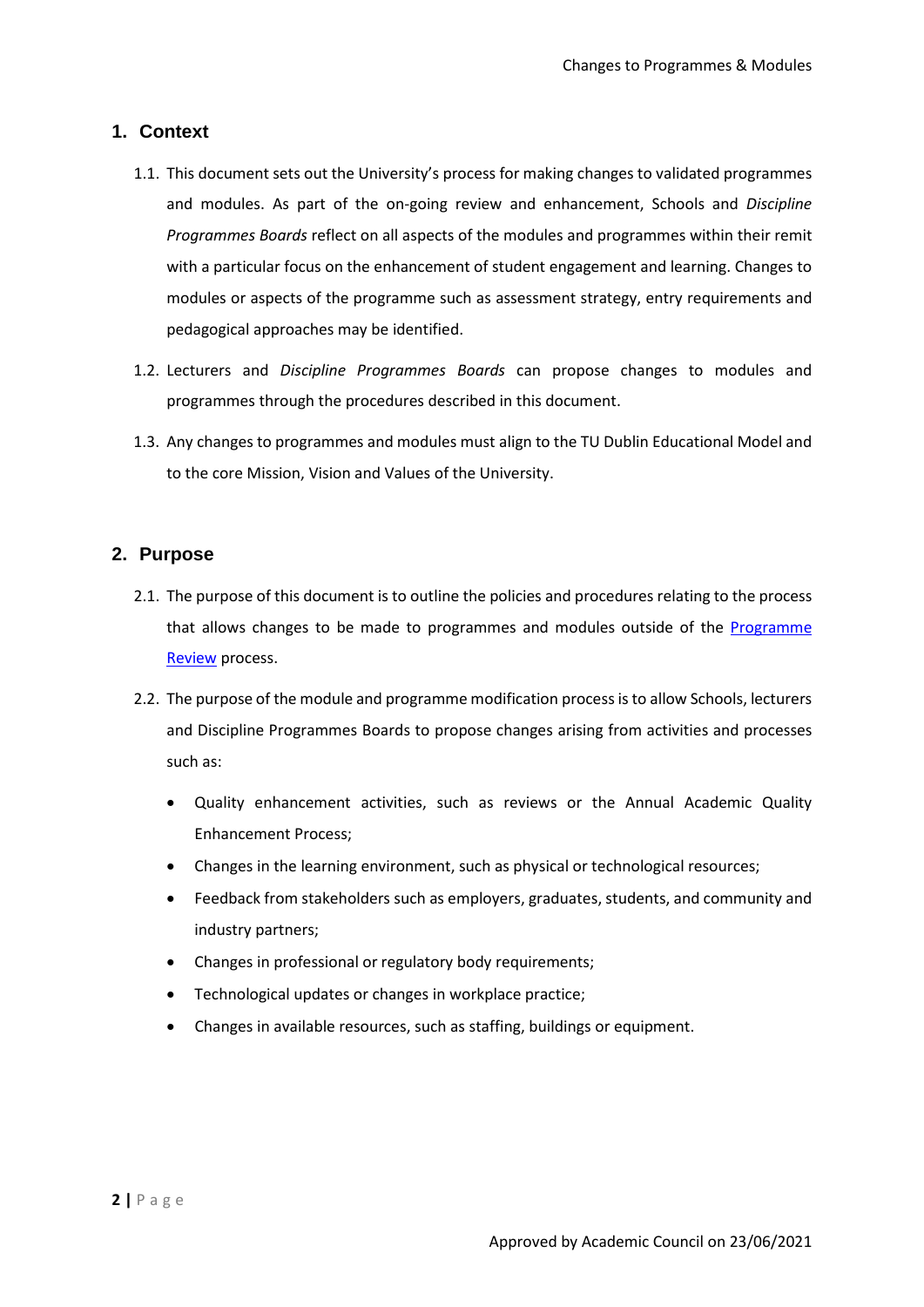## 1. Context

1.1. This document sets out the University's process for making changes to validated programmes and modules. As part of the on-going review and enhancement, Schools and *Discipline Programmes Boards* reflect on all aspects of the modules and programmes within their remit with a particular focus on the enhancement of student engagement and learning. Changes to modules or aspects of the programme such as assessment strategy, entry requirements and pedagogical approaches may be identified.

1.2. Lecturers and *Discipline Programmes Boards* can propose changes to modules and programmes through the procedures described in this document.

1.3. Any changes to programmes and modules must align to the TU Dublin Educational Model and to the core Mission, Vision and Values of the University.

## 2. Purpose

2.1. The purpose of this document is to outline the policies and procedures relating to the process that allows changes to be made to programmes and modules outside of the [Programme Review]() process.

2.2. The purpose of the module and programme modification process is to allow Schools, lecturers and Discipline Programmes Boards to propose changes arising from activities and processes such as:

- Quality enhancement activities, such as reviews or the Annual Academic Quality Enhancement Process;
- Changes in the learning environment, such as physical or technological resources;
- Feedback from stakeholders such as employers, graduates, students, and community and industry partners;
- Changes in professional or regulatory body requirements;
- Technological updates or changes in workplace practice;
- Changes in available resources, such as staffing, buildings or equipment.

Approved by Academic Council on 23/06/2021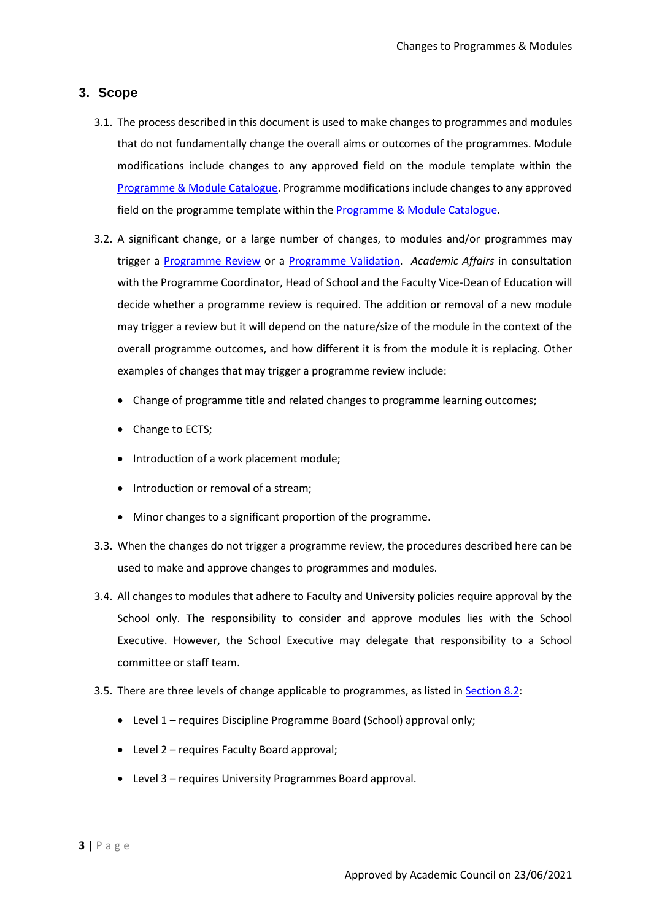## 3. Scope

3.1. The process described in this document is used to make changes to programmes and modules that do not fundamentally change the overall aims or outcomes of the programmes. Module modifications include changes to any approved field on the module template within the Programme & Module Catalogue. Programme modifications include changes to any approved field on the programme template within the Programme & Module Catalogue.

3.2. A significant change, or a large number of changes, to modules and/or programmes may trigger a Programme Review or a Programme Validation. *Academic Affairs* in consultation with the Programme Coordinator, Head of School and the Faculty Vice-Dean of Education will decide whether a programme review is required. The addition or removal of a new module may trigger a review but it will depend on the nature/size of the module in the context of the overall programme outcomes, and how different it is from the module it is replacing. Other examples of changes that may trigger a programme review include:

- Change of programme title and related changes to programme learning outcomes;
- Change to ECTS;
- Introduction of a work placement module;
- Introduction or removal of a stream;
- Minor changes to a significant proportion of the programme.

3.3. When the changes do not trigger a programme review, the procedures described here can be used to make and approve changes to programmes and modules.

3.4. All changes to modules that adhere to Faculty and University policies require approval by the School only. The responsibility to consider and approve modules lies with the School Executive. However, the School Executive may delegate that responsibility to a School committee or staff team.

3.5. There are three levels of change applicable to programmes, as listed in Section 8.2:

- Level 1 – requires Discipline Programme Board (School) approval only;
- Level 2 – requires Faculty Board approval;
- Level 3 – requires University Programmes Board approval.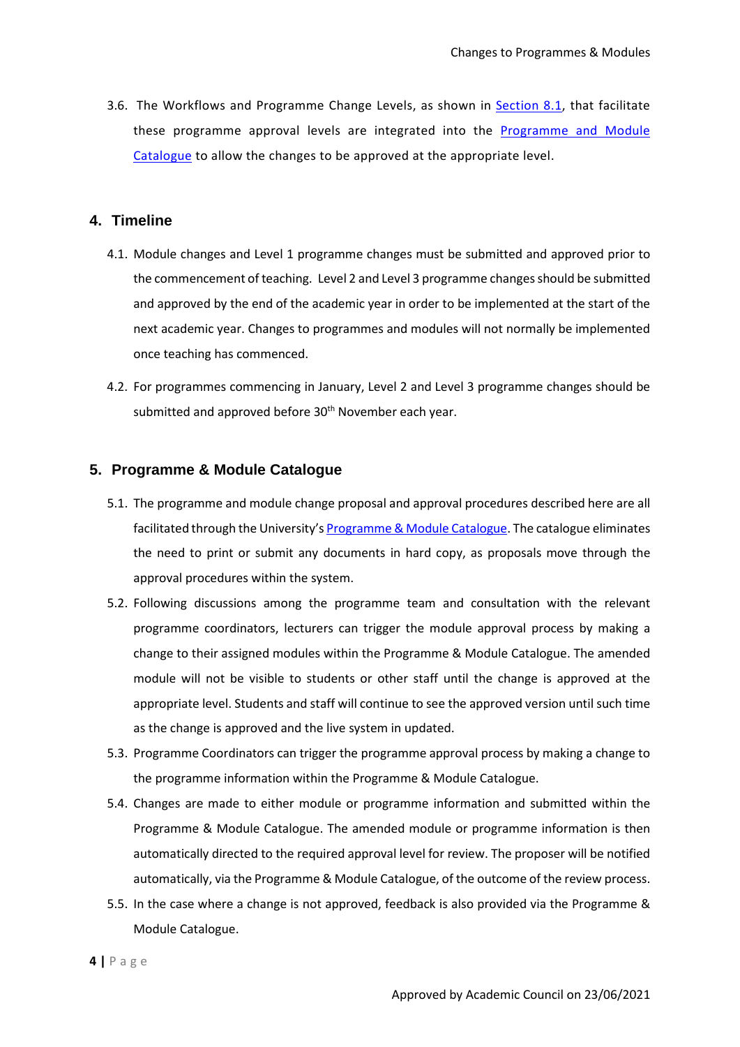3.6. The Workflows and Programme Change Levels, as shown in [Section 8.1](), that facilitate these programme approval levels are integrated into the [Programme and Module Catalogue]() to allow the changes to be approved at the appropriate level.

## 4. Timeline

4.1. Module changes and Level 1 programme changes must be submitted and approved prior to the commencement of teaching. Level 2 and Level 3 programme changes should be submitted and approved by the end of the academic year in order to be implemented at the start of the next academic year. Changes to programmes and modules will not normally be implemented once teaching has commenced.

4.2. For programmes commencing in January, Level 2 and Level 3 programme changes should be submitted and approved before 30th November each year.

## 5. Programme & Module Catalogue

5.1. The programme and module change proposal and approval procedures described here are all facilitated through the University's [Programme & Module Catalogue](). The catalogue eliminates the need to print or submit any documents in hard copy, as proposals move through the approval procedures within the system.

5.2. Following discussions among the programme team and consultation with the relevant programme coordinators, lecturers can trigger the module approval process by making a change to their assigned modules within the Programme & Module Catalogue. The amended module will not be visible to students or other staff until the change is approved at the appropriate level. Students and staff will continue to see the approved version until such time as the change is approved and the live system in updated.

5.3. Programme Coordinators can trigger the programme approval process by making a change to the programme information within the Programme & Module Catalogue.

5.4. Changes are made to either module or programme information and submitted within the Programme & Module Catalogue. The amended module or programme information is then automatically directed to the required approval level for review. The proposer will be notified automatically, via the Programme & Module Catalogue, of the outcome of the review process.

5.5. In the case where a change is not approved, feedback is also provided via the Programme & Module Catalogue.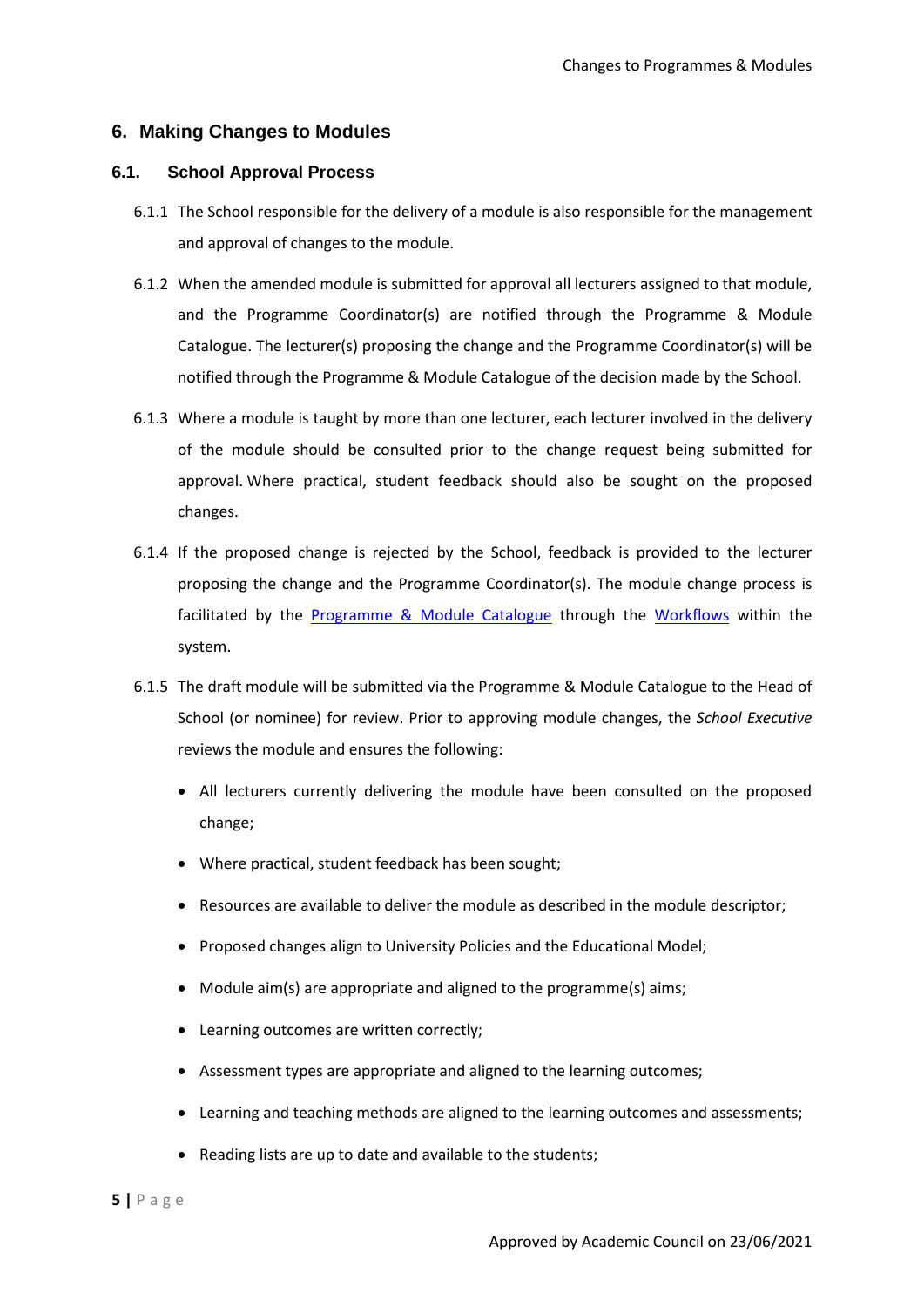## 6. Making Changes to Modules

### 6.1. School Approval Process

6.1.1 The School responsible for the delivery of a module is also responsible for the management and approval of changes to the module.

6.1.2 When the amended module is submitted for approval all lecturers assigned to that module, and the Programme Coordinator(s) are notified through the Programme & Module Catalogue. The lecturer(s) proposing the change and the Programme Coordinator(s) will be notified through the Programme & Module Catalogue of the decision made by the School.

6.1.3 Where a module is taught by more than one lecturer, each lecturer involved in the delivery of the module should be consulted prior to the change request being submitted for approval. Where practical, student feedback should also be sought on the proposed changes.

6.1.4 If the proposed change is rejected by the School, feedback is provided to the lecturer proposing the change and the Programme Coordinator(s). The module change process is facilitated by the Programme & Module Catalogue through the Workflows within the system.

6.1.5 The draft module will be submitted via the Programme & Module Catalogue to the Head of School (or nominee) for review. Prior to approving module changes, the *School Executive* reviews the module and ensures the following:

- All lecturers currently delivering the module have been consulted on the proposed change;
- Where practical, student feedback has been sought;
- Resources are available to deliver the module as described in the module descriptor;
- Proposed changes align to University Policies and the Educational Model;
- Module aim(s) are appropriate and aligned to the programme(s) aims;
- Learning outcomes are written correctly;
- Assessment types are appropriate and aligned to the learning outcomes;
- Learning and teaching methods are aligned to the learning outcomes and assessments;
- Reading lists are up to date and available to the students;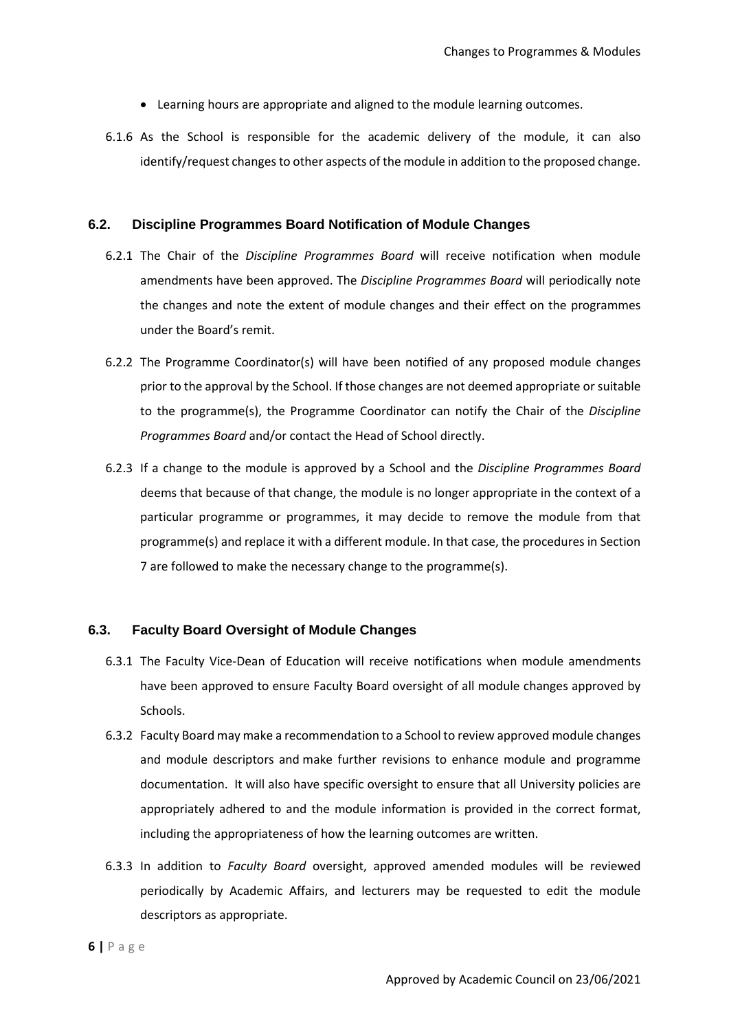- Learning hours are appropriate and aligned to the module learning outcomes.

6.1.6 As the School is responsible for the academic delivery of the module, it can also identify/request changes to other aspects of the module in addition to the proposed change.

### 6.2. Discipline Programmes Board Notification of Module Changes

6.2.1 The Chair of the *Discipline Programmes Board* will receive notification when module amendments have been approved. The *Discipline Programmes Board* will periodically note the changes and note the extent of module changes and their effect on the programmes under the Board's remit.

6.2.2 The Programme Coordinator(s) will have been notified of any proposed module changes prior to the approval by the School. If those changes are not deemed appropriate or suitable to the programme(s), the Programme Coordinator can notify the Chair of the *Discipline Programmes Board* and/or contact the Head of School directly.

6.2.3 If a change to the module is approved by a School and the *Discipline Programmes Board* deems that because of that change, the module is no longer appropriate in the context of a particular programme or programmes, it may decide to remove the module from that programme(s) and replace it with a different module. In that case, the procedures in Section 7 are followed to make the necessary change to the programme(s).

### 6.3. Faculty Board Oversight of Module Changes

6.3.1 The Faculty Vice-Dean of Education will receive notifications when module amendments have been approved to ensure Faculty Board oversight of all module changes approved by Schools.

6.3.2 Faculty Board may make a recommendation to a School to review approved module changes and module descriptors and make further revisions to enhance module and programme documentation. It will also have specific oversight to ensure that all University policies are appropriately adhered to and the module information is provided in the correct format, including the appropriateness of how the learning outcomes are written.

6.3.3 In addition to *Faculty Board* oversight, approved amended modules will be reviewed periodically by Academic Affairs, and lecturers may be requested to edit the module descriptors as appropriate.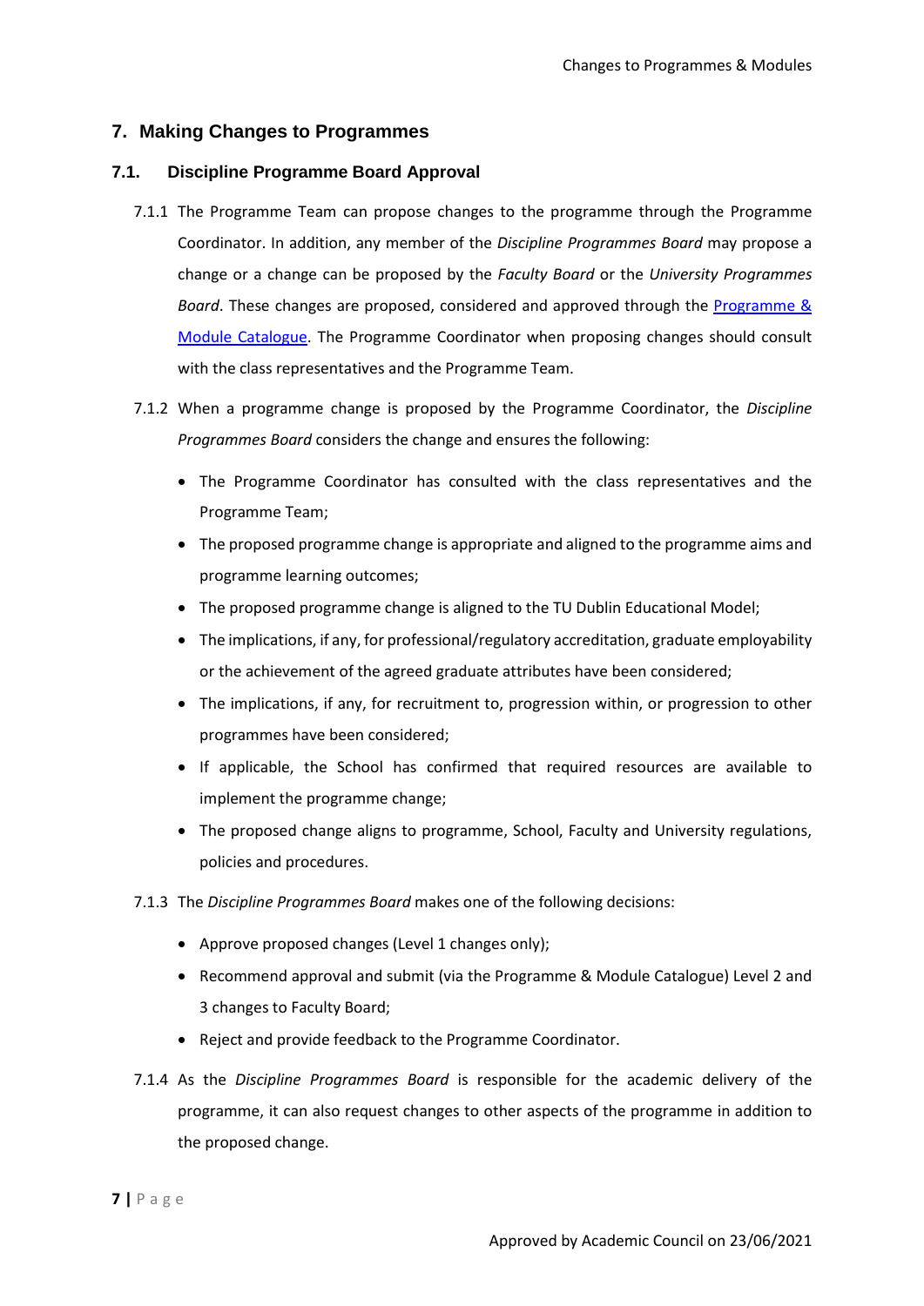## 7. Making Changes to Programmes

### 7.1. Discipline Programme Board Approval

7.1.1 The Programme Team can propose changes to the programme through the Programme Coordinator. In addition, any member of the *Discipline Programmes Board* may propose a change or a change can be proposed by the *Faculty Board* or the *University Programmes Board*. These changes are proposed, considered and approved through the [Programme & Module Catalogue](). The Programme Coordinator when proposing changes should consult with the class representatives and the Programme Team.

7.1.2 When a programme change is proposed by the Programme Coordinator, the *Discipline Programmes Board* considers the change and ensures the following:

- The Programme Coordinator has consulted with the class representatives and the Programme Team;
- The proposed programme change is appropriate and aligned to the programme aims and programme learning outcomes;
- The proposed programme change is aligned to the TU Dublin Educational Model;
- The implications, if any, for professional/regulatory accreditation, graduate employability or the achievement of the agreed graduate attributes have been considered;
- The implications, if any, for recruitment to, progression within, or progression to other programmes have been considered;
- If applicable, the School has confirmed that required resources are available to implement the programme change;
- The proposed change aligns to programme, School, Faculty and University regulations, policies and procedures.

7.1.3 The *Discipline Programmes Board* makes one of the following decisions:

- Approve proposed changes (Level 1 changes only);
- Recommend approval and submit (via the Programme & Module Catalogue) Level 2 and 3 changes to Faculty Board;
- Reject and provide feedback to the Programme Coordinator.

7.1.4 As the *Discipline Programmes Board* is responsible for the academic delivery of the programme, it can also request changes to other aspects of the programme in addition to the proposed change.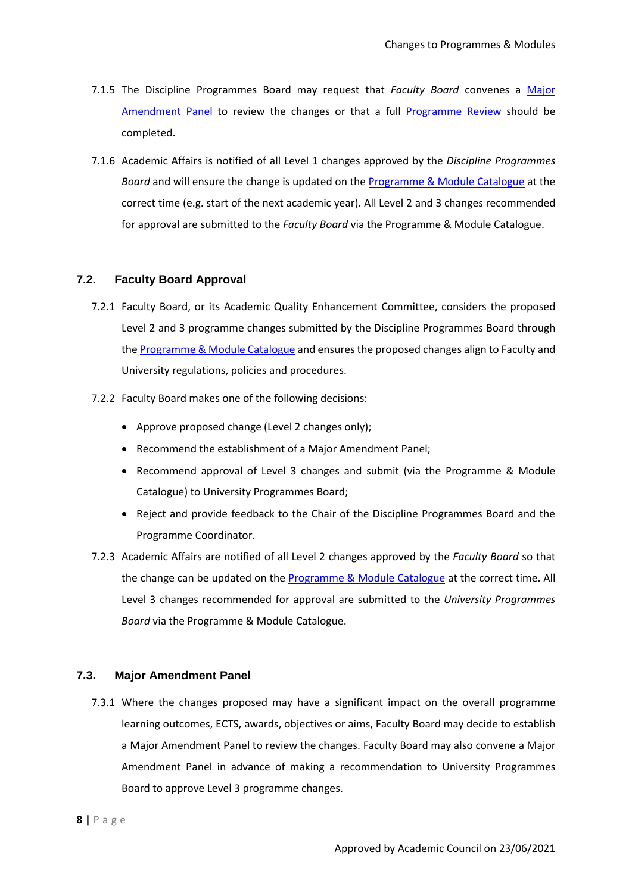7.1.5 The Discipline Programmes Board may request that *Faculty Board* convenes a Major Amendment Panel to review the changes or that a full Programme Review should be completed.

7.1.6 Academic Affairs is notified of all Level 1 changes approved by the *Discipline Programmes Board* and will ensure the change is updated on the Programme & Module Catalogue at the correct time (e.g. start of the next academic year). All Level 2 and 3 changes recommended for approval are submitted to the *Faculty Board* via the Programme & Module Catalogue.

## 7.2. Faculty Board Approval

7.2.1 Faculty Board, or its Academic Quality Enhancement Committee, considers the proposed Level 2 and 3 programme changes submitted by the Discipline Programmes Board through the Programme & Module Catalogue and ensures the proposed changes align to Faculty and University regulations, policies and procedures.

7.2.2 Faculty Board makes one of the following decisions:

- Approve proposed change (Level 2 changes only);
- Recommend the establishment of a Major Amendment Panel;
- Recommend approval of Level 3 changes and submit (via the Programme & Module Catalogue) to University Programmes Board;
- Reject and provide feedback to the Chair of the Discipline Programmes Board and the Programme Coordinator.

7.2.3 Academic Affairs are notified of all Level 2 changes approved by the *Faculty Board* so that the change can be updated on the Programme & Module Catalogue at the correct time. All Level 3 changes recommended for approval are submitted to the *University Programmes Board* via the Programme & Module Catalogue.

## 7.3. Major Amendment Panel

7.3.1 Where the changes proposed may have a significant impact on the overall programme learning outcomes, ECTS, awards, objectives or aims, Faculty Board may decide to establish a Major Amendment Panel to review the changes. Faculty Board may also convene a Major Amendment Panel in advance of making a recommendation to University Programmes Board to approve Level 3 programme changes.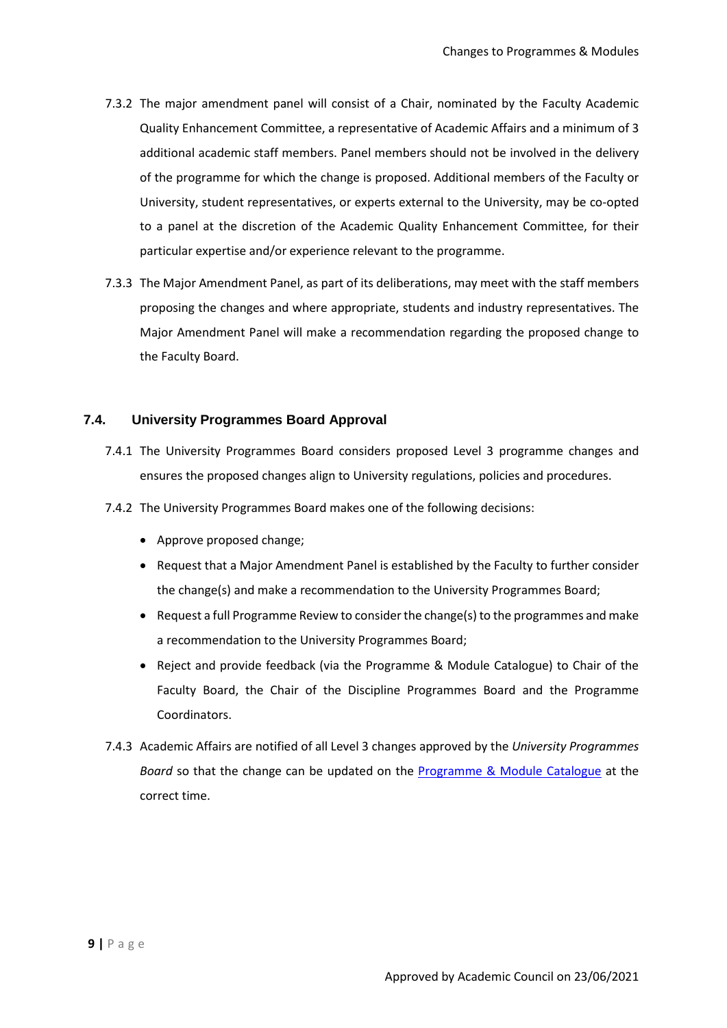7.3.2 The major amendment panel will consist of a Chair, nominated by the Faculty Academic Quality Enhancement Committee, a representative of Academic Affairs and a minimum of 3 additional academic staff members. Panel members should not be involved in the delivery of the programme for which the change is proposed. Additional members of the Faculty or University, student representatives, or experts external to the University, may be co-opted to a panel at the discretion of the Academic Quality Enhancement Committee, for their particular expertise and/or experience relevant to the programme.

7.3.3 The Major Amendment Panel, as part of its deliberations, may meet with the staff members proposing the changes and where appropriate, students and industry representatives. The Major Amendment Panel will make a recommendation regarding the proposed change to the Faculty Board.

### 7.4. University Programmes Board Approval

7.4.1 The University Programmes Board considers proposed Level 3 programme changes and ensures the proposed changes align to University regulations, policies and procedures.

7.4.2 The University Programmes Board makes one of the following decisions:

- Approve proposed change;
- Request that a Major Amendment Panel is established by the Faculty to further consider the change(s) and make a recommendation to the University Programmes Board;
- Request a full Programme Review to consider the change(s) to the programmes and make a recommendation to the University Programmes Board;
- Reject and provide feedback (via the Programme & Module Catalogue) to Chair of the Faculty Board, the Chair of the Discipline Programmes Board and the Programme Coordinators.

7.4.3 Academic Affairs are notified of all Level 3 changes approved by the *University Programmes Board* so that the change can be updated on the Programme & Module Catalogue at the correct time.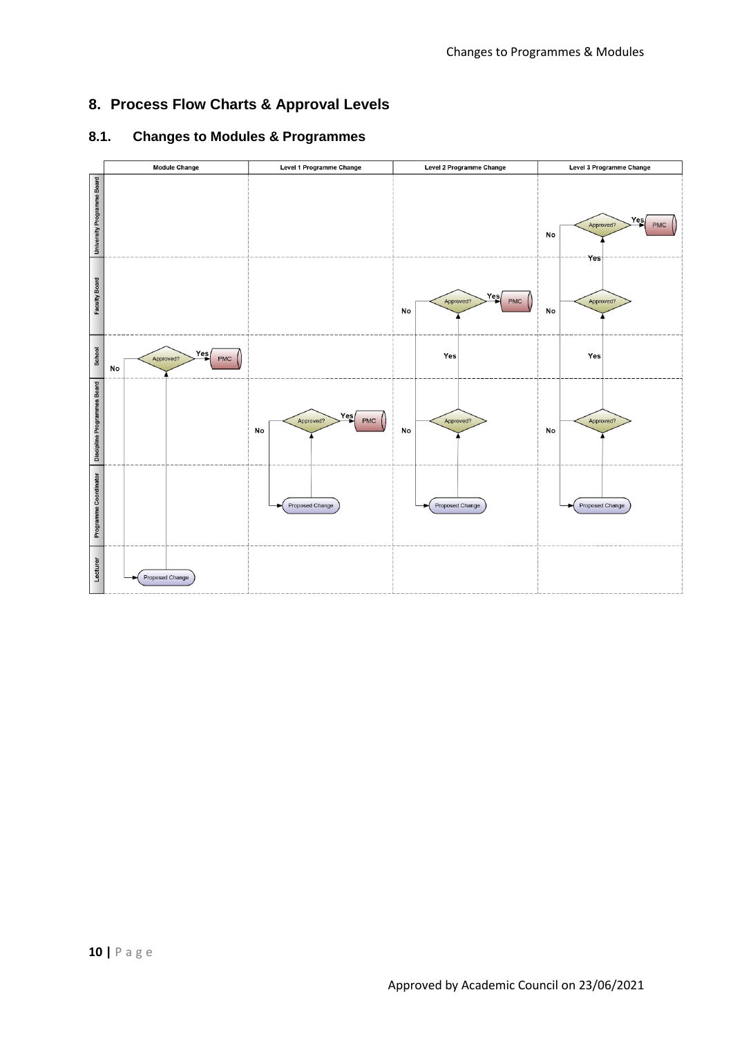## 8. Process Flow Charts & Approval Levels

### 8.1. Changes to Modules & Programmes

Module Change | Level 1 Programme Change | Level 2 Programme Change | Level 3 Programme Change

University Programme Board | Faculty Board | School | Discipline Programmes Board | Programme Coordinator | Lecturer

Approved? Yes PMC No

Proposed Change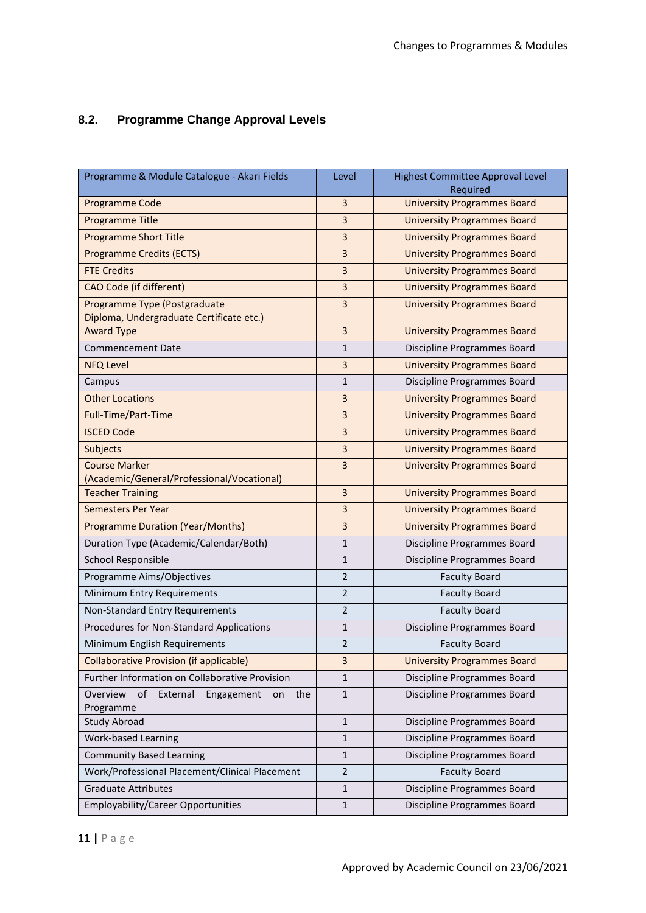## 8.2. Programme Change Approval Levels

| Programme & Module Catalogue - Akari Fields | Level | Highest Committee Approval Level Required |
|---|---|---|
| Programme Code | 3 | University Programmes Board |
| Programme Title | 3 | University Programmes Board |
| Programme Short Title | 3 | University Programmes Board |
| Programme Credits (ECTS) | 3 | University Programmes Board |
| FTE Credits | 3 | University Programmes Board |
| CAO Code (if different) | 3 | University Programmes Board |
| Programme Type (Postgraduate Diploma, Undergraduate Certificate etc.) | 3 | University Programmes Board |
| Award Type | 3 | University Programmes Board |
| Commencement Date | 1 | Discipline Programmes Board |
| NFQ Level | 3 | University Programmes Board |
| Campus | 1 | Discipline Programmes Board |
| Other Locations | 3 | University Programmes Board |
| Full-Time/Part-Time | 3 | University Programmes Board |
| ISCED Code | 3 | University Programmes Board |
| Subjects | 3 | University Programmes Board |
| Course Marker (Academic/General/Professional/Vocational) | 3 | University Programmes Board |
| Teacher Training | 3 | University Programmes Board |
| Semesters Per Year | 3 | University Programmes Board |
| Programme Duration (Year/Months) | 3 | University Programmes Board |
| Duration Type (Academic/Calendar/Both) | 1 | Discipline Programmes Board |
| School Responsible | 1 | Discipline Programmes Board |
| Programme Aims/Objectives | 2 | Faculty Board |
| Minimum Entry Requirements | 2 | Faculty Board |
| Non-Standard Entry Requirements | 2 | Faculty Board |
| Procedures for Non-Standard Applications | 1 | Discipline Programmes Board |
| Minimum English Requirements | 2 | Faculty Board |
| Collaborative Provision (if applicable) | 3 | University Programmes Board |
| Further Information on Collaborative Provision | 1 | Discipline Programmes Board |
| Overview of External Engagement on the Programme | 1 | Discipline Programmes Board |
| Study Abroad | 1 | Discipline Programmes Board |
| Work-based Learning | 1 | Discipline Programmes Board |
| Community Based Learning | 1 | Discipline Programmes Board |
| Work/Professional Placement/Clinical Placement | 2 | Faculty Board |
| Graduate Attributes | 1 | Discipline Programmes Board |
| Employability/Career Opportunities | 1 | Discipline Programmes Board |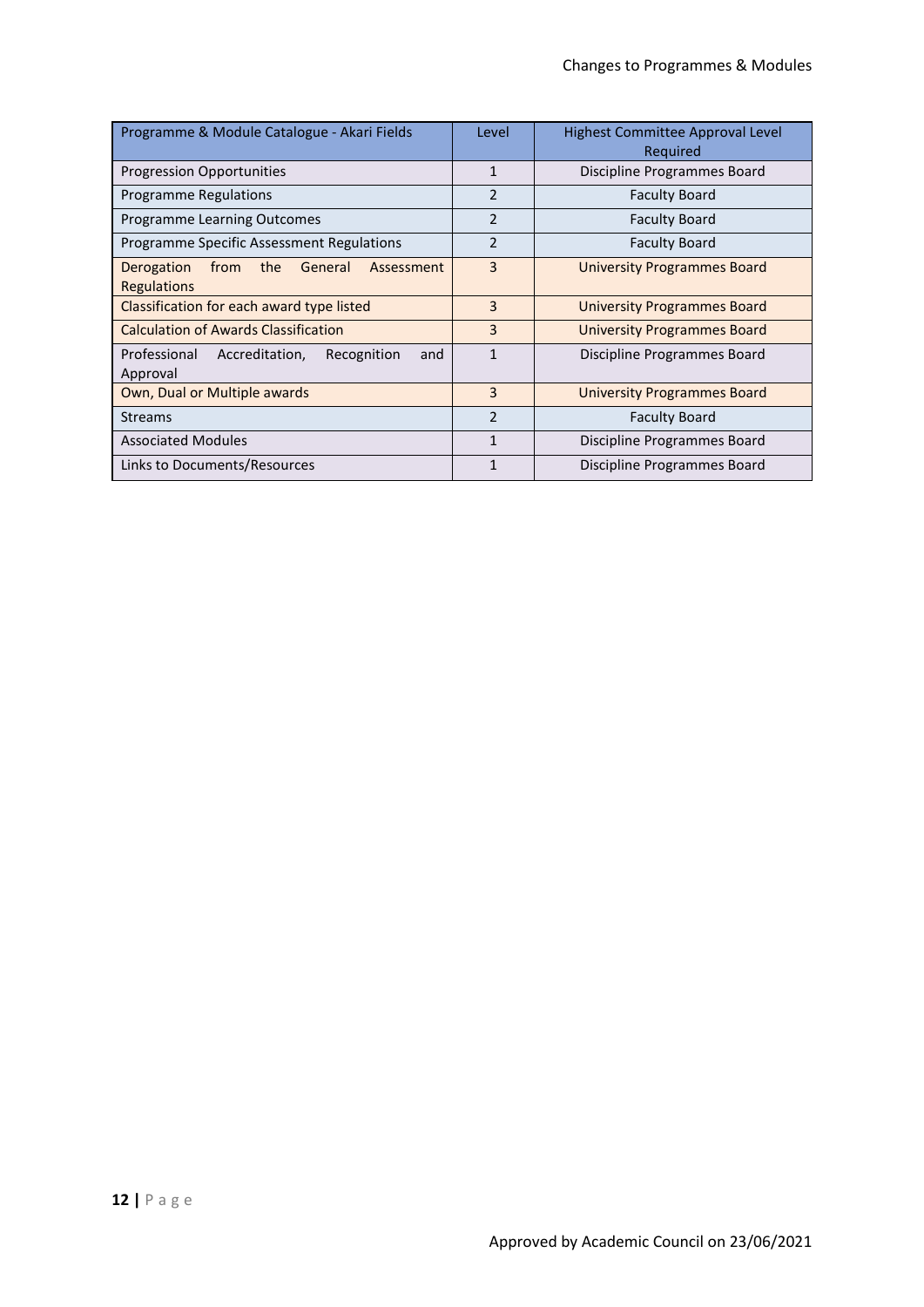| Programme & Module Catalogue - Akari Fields | Level | Highest Committee Approval Level Required |
|---|---|---|
| Progression Opportunities | 1 | Discipline Programmes Board |
| Programme Regulations | 2 | Faculty Board |
| Programme Learning Outcomes | 2 | Faculty Board |
| Programme Specific Assessment Regulations | 2 | Faculty Board |
| Derogation from the General Assessment Regulations | 3 | University Programmes Board |
| Classification for each award type listed | 3 | University Programmes Board |
| Calculation of Awards Classification | 3 | University Programmes Board |
| Professional Accreditation, Recognition and Approval | 1 | Discipline Programmes Board |
| Own, Dual or Multiple awards | 3 | University Programmes Board |
| Streams | 2 | Faculty Board |
| Associated Modules | 1 | Discipline Programmes Board |
| Links to Documents/Resources | 1 | Discipline Programmes Board |

Approved by Academic Council on 23/06/2021